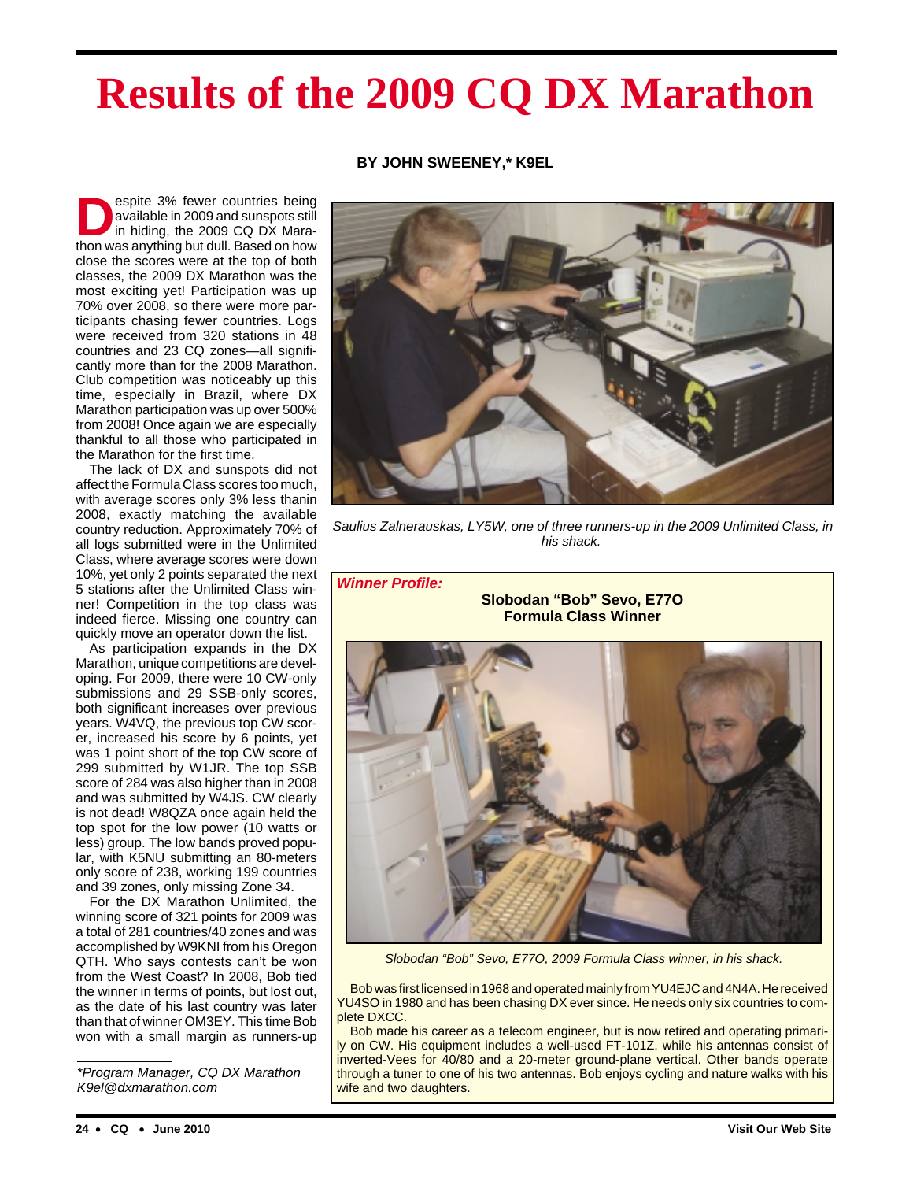# Results of the 2009 CQ DX Marathon

**BY JOHN SWEENEY,* K9EL**

Despite 3% fewer countries being available in 2009 and sunspots still in hiding, the 2009 CQ DX Marathon was anything but dull. Based on how close the scores were at the top of both classes, the 2009 DX Marathon was the most exciting yet! Participation was up 70% over 2008, so there were more participants chasing fewer countries. Logs were received from 320 stations in 48 countries and 23 CQ zones—all significantly more than for the 2008 Marathon. Club competition was noticeably up this time, especially in Brazil, where DX Marathon participation was up over 500% from 2008! Once again we are especially thankful to all those who participated in the Marathon for the first time.

The lack of DX and sunspots did not affect the Formula Class scores too much, with average scores only 3% less thanin 2008, exactly matching the available country reduction. Approximately 70% of all logs submitted were in the Unlimited Class, where average scores were down 10%, yet only 2 points separated the next 5 stations after the Unlimited Class winner! Competition in the top class was indeed fierce. Missing one country can quickly move an operator down the list.

As participation expands in the DX Marathon, unique competitions are developing. For 2009, there were 10 CW-only submissions and 29 SSB-only scores, both significant increases over previous years. W4VQ, the previous top CW scorer, increased his score by 6 points, yet was 1 point short of the top CW score of 299 submitted by W1JR. The top SSB score of 284 was also higher than in 2008 and was submitted by W4JS. CW clearly is not dead! W8QZA once again held the top spot for the low power (10 watts or less) group. The low bands proved popular, with K5NU submitting an 80-meters only score of 238, working 199 countries and 39 zones, only missing Zone 34.

For the DX Marathon Unlimited, the winning score of 321 points for 2009 was a total of 281 countries/40 zones and was accomplished by W9KNI from his Oregon QTH. Who says contests can't be won from the West Coast? In 2008, Bob tied the winner in terms of points, but lost out, as the date of his last country was later than that of winner OM3EY. This time Bob won with a small margin as runners-up

*Program Manager, CQ DX Marathon
K9el@dxmarathon.com

*Saulius Zalnerauskas, LY5W, one of three runners-up in the 2009 Unlimited Class, in his shack.*

***Winner Profile:***

**Slobodan "Bob" Sevo, E77O**
**Formula Class Winner**

*Slobodan "Bob" Sevo, E77O, 2009 Formula Class winner, in his shack.*

Bob was first licensed in 1968 and operated mainly from YU4EJC and 4N4A. He received YU4SO in 1980 and has been chasing DX ever since. He needs only six countries to complete DXCC.

Bob made his career as a telecom engineer, but is now retired and operating primarily on CW. His equipment includes a well-used FT-101Z, while his antennas consist of inverted-Vees for 40/80 and a 20-meter ground-plane vertical. Other bands operate through a tuner to one of his two antennas. Bob enjoys cycling and nature walks with his wife and two daughters.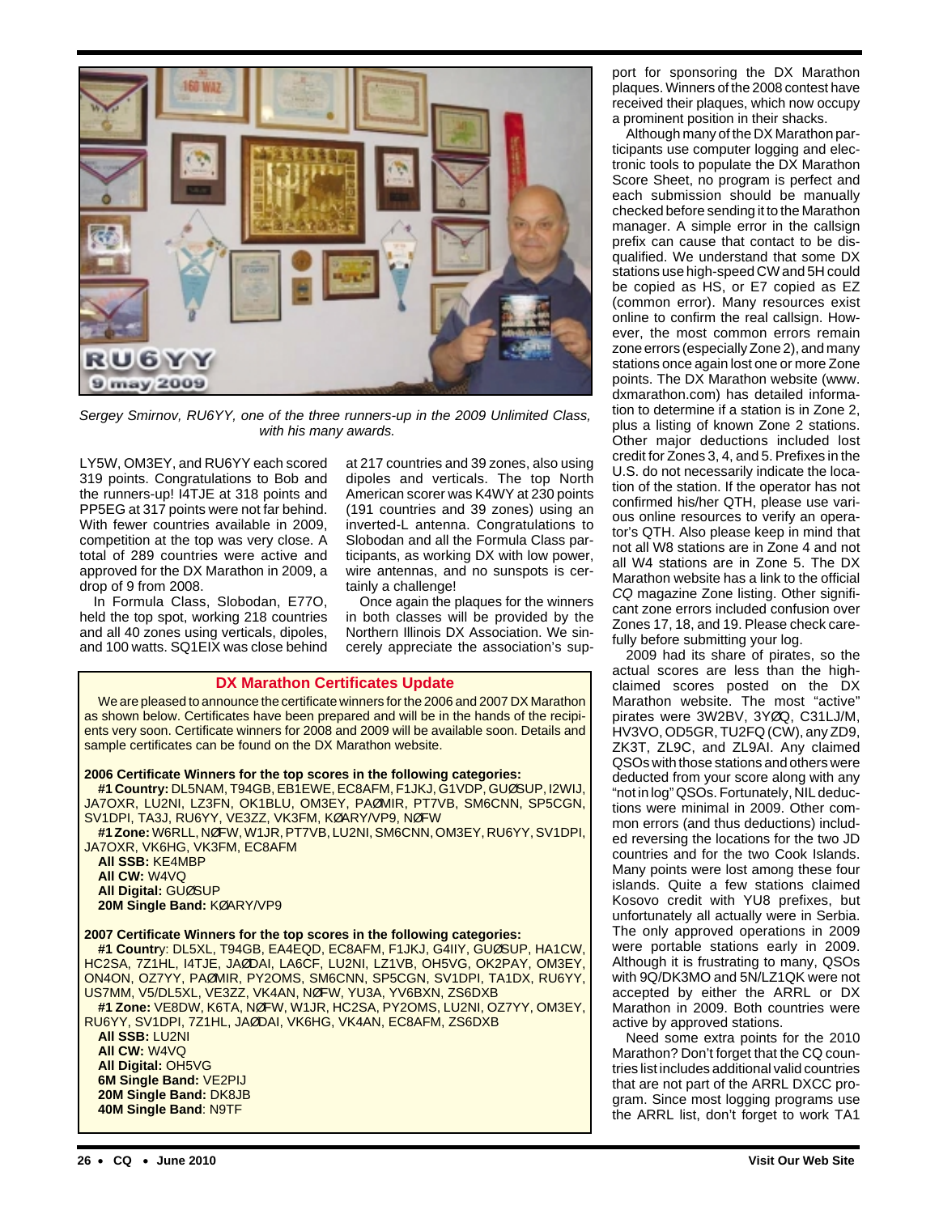*Sergey Smirnov, RU6YY, one of the three runners-up in the 2009 Unlimited Class, with his many awards.*

LY5W, OM3EY, and RU6YY each scored 319 points. Congratulations to Bob and the runners-up! I4TJE at 318 points and PP5EG at 317 points were not far behind. With fewer countries available in 2009, competition at the top was very close. A total of 289 countries were active and approved for the DX Marathon in 2009, a drop of 9 from 2008.

In Formula Class, Slobodan, E77O, held the top spot, working 218 countries and all 40 zones using verticals, dipoles, and 100 watts. SQ1EIX was close behind at 217 countries and 39 zones, also using dipoles and verticals. The top North American scorer was K4WY at 230 points (191 countries and 39 zones) using an inverted-L antenna. Congratulations to Slobodan and all the Formula Class participants, as working DX with low power, wire antennas, and no sunspots is certainly a challenge!

Once again the plaques for the winners in both classes will be provided by the Northern Illinois DX Association. We sincerely appreciate the association's support for sponsoring the DX Marathon plaques. Winners of the 2008 contest have received their plaques, which now occupy a prominent position in their shacks.

Although many of the DX Marathon participants use computer logging and electronic tools to populate the DX Marathon Score Sheet, no program is perfect and each submission should be manually checked before sending it to the Marathon manager. A simple error in the callsign prefix can cause that contact to be disqualified. We understand that some DX stations use high-speed CW and 5H could be copied as HS, or E7 copied as EZ (common error). Many resources exist online to confirm the real callsign. However, the most common errors remain zone errors (especially Zone 2), and many stations once again lost one or more Zone points. The DX Marathon website (www.dxmarathon.com) has detailed information to determine if a station is in Zone 2, plus a listing of known Zone 2 stations. Other major deductions included lost credit for Zones 3, 4, and 5. Prefixes in the U.S. do not necessarily indicate the location of the station. If the operator has not confirmed his/her QTH, please use various online resources to verify an operator's QTH. Also please keep in mind that not all W8 stations are in Zone 4 and not all W4 stations are in Zone 5. The DX Marathon website has a link to the official *CQ* magazine Zone listing. Other significant zone errors included confusion over Zones 17, 18, and 19. Please check carefully before submitting your log.

2009 had its share of pirates, so the actual scores are less than the high-claimed scores posted on the DX Marathon website. The most "active" pirates were 3W2BV, 3YØQ, C31LJ/M, HV3VO, OD5GR, TU2FQ (CW), any ZD9, ZK3T, ZL9C, and ZL9AI. Any claimed QSOs with those stations and others were deducted from your score along with any "not in log" QSOs. Fortunately, NIL deductions were minimal in 2009. Other common errors (and thus deductions) included reversing the locations for the two JD countries and for the two Cook Islands. Many points were lost among these four islands. Quite a few stations claimed Kosovo credit with YU8 prefixes, but unfortunately all actually were in Serbia. The only approved operations in 2009 were portable stations early in 2009. Although it is frustrating to many, QSOs with 9Q/DK3MO and 5N/LZ1QK were not accepted by either the ARRL or DX Marathon in 2009. Both countries were active by approved stations.

Need some extra points for the 2010 Marathon? Don't forget that the CQ countries list includes additional valid countries that are not part of the ARRL DXCC program. Since most logging programs use the ARRL list, don't forget to work TA1

## DX Marathon Certificates Update

We are pleased to announce the certificate winners for the 2006 and 2007 DX Marathon as shown below. Certificates have been prepared and will be in the hands of the recipients very soon. Certificate winners for 2008 and 2009 will be available soon. Details and sample certificates can be found on the DX Marathon website.

**2006 Certificate Winners for the top scores in the following categories:**

**#1 Country:** DL5NAM, T94GB, EB1EWE, EC8AFM, F1JKJ, G1VDP, GUØSUP, I2WIJ, JA7OXR, LU2NI, LZ3FN, OK1BLU, OM3EY, PAØMIR, PT7VB, SM6CNN, SP5CGN, SV1DPI, TA3J, RU6YY, VE3ZZ, VK3FM, KØARY/VP9, NØFW

**#1 Zone:** W6RLL, NØFW, W1JR, PT7VB, LU2NI, SM6CNN, OM3EY, RU6YY, SV1DPI, JA7OXR, VK6HG, VK3FM, EC8AFM

**All SSB:** KE4MBP

**All CW:** W4VQ

**All Digital:** GUØSUP

**20M Single Band:** KØARY/VP9

**2007 Certificate Winners for the top scores in the following categories:**

**#1 Country**: DL5XL, T94GB, EA4EQD, EC8AFM, F1JKJ, G4IIY, GUØSUP, HA1CW, HC2SA, 7Z1HL, I4TJE, JAØDAI, LA6CF, LU2NI, LZ1VB, OH5VG, OK2PAY, OM3EY, ON4ON, OZ7YY, PAØMIR, PY2OMS, SM6CNN, SP5CGN, SV1DPI, TA1DX, RU6YY, US7MM, V5/DL5XL, VE3ZZ, VK4AN, NØFW, YU3A, YV6BXN, ZS6DXB

**#1 Zone:** VE8DW, K6TA, NØFW, W1JR, HC2SA, PY2OMS, LU2NI, OZ7YY, OM3EY, RU6YY, SV1DPI, 7Z1HL, JAØDAI, VK6HG, VK4AN, EC8AFM, ZS6DXB

**All SSB:** LU2NI

**All CW:** W4VQ

**All Digital:** OH5VG

**6M Single Band:** VE2PIJ

**20M Single Band:** DK8JB

**40M Single Band**: N9TF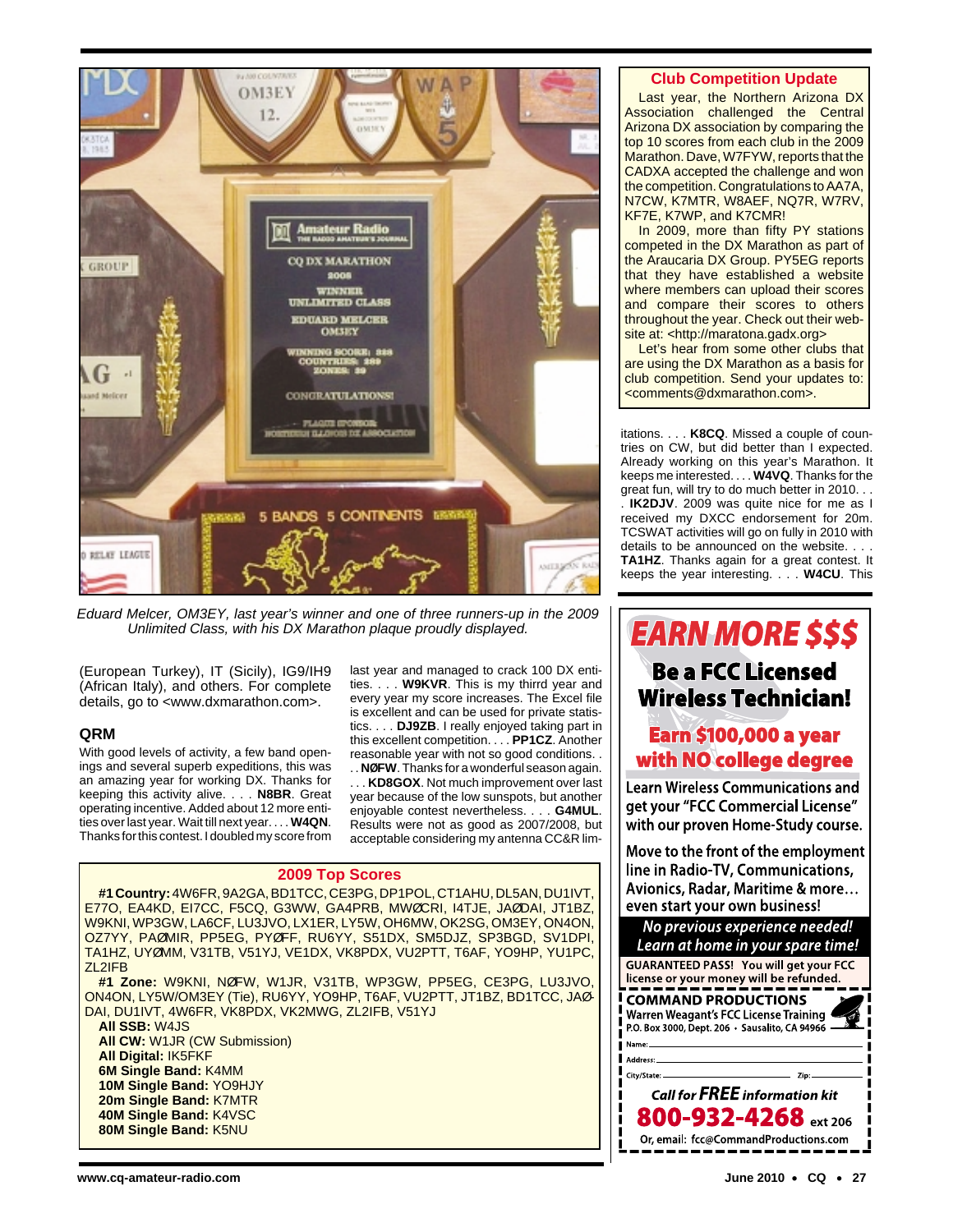*Eduard Melcer, OM3EY, last year's winner and one of three runners-up in the 2009 Unlimited Class, with his DX Marathon plaque proudly displayed.*

(European Turkey), IT (Sicily), IG9/IH9 (African Italy), and others. For complete details, go to <www.dxmarathon.com>.

## QRM

With good levels of activity, a few band openings and several superb expeditions, this was an amazing year for working DX. Thanks for keeping this activity alive. . . . **N8BR**. Great operating incentive. Added about 12 more entities over last year. Wait till next year. . . . **W4QN**. Thanks for this contest. I doubled my score from last year and managed to crack 100 DX entities. . . . **W9KVR**. This is my thirrd year and every year my score increases. The Excel file is excellent and can be used for private statistics. . . . **DJ9ZB**. I really enjoyed taking part in this excellent competition. . . . **PP1CZ**. Another reasonable year with not so good conditions. . . . **NØFW**. Thanks for a wonderful season again. . . . **KD8GOX**. Not much improvement over last year because of the low sunspots, but another enjoyable contest nevertheless. . . . **G4MUL**. Results were not as good as 2007/2008, but acceptable considering my antenna CC&R limitations. . . . **K8CQ**. Missed a couple of countries on CW, but did better than I expected. Already working on this year's Marathon. It keeps me interested. . . . **W4VQ**. Thanks for the great fun, will try to do much better in 2010. . . . **IK2DJV**. 2009 was quite nice for me as I received my DXCC endorsement for 20m. TCSWAT activities will go on fully in 2010 with details to be announced on the website. . . . **TA1HZ**. Thanks again for a great contest. It keeps the year interesting. . . . **W4CU**. This

### 2009 Top Scores

**#1 Country:** 4W6FR, 9A2GA, BD1TCC, CE3PG, DP1POL, CT1AHU, DL5AN, DU1IVT, E77O, EA4KD, EI7CC, F5CQ, G3WW, GA4PRB, MWØCRI, I4TJE, JAØDAI, JT1BZ, W9KNI, WP3GW, LA6CF, LU3JVO, LX1ER, LY5W, OH6MW, OK2SG, OM3EY, ON4ON, OZ7YY, PAØMIR, PP5EG, PYØFF, RU6YY, S51DX, SM5DJZ, SP3BGD, SV1DPI, TA1HZ, UYØMM, V31TB, V51YJ, VE1DX, VK8PDX, VU2PTT, T6AF, YO9HP, YU1PC, ZL2IFB

**#1 Zone:** W9KNI, NØFW, W1JR, V31TB, WP3GW, PP5EG, CE3PG, LU3JVO, ON4ON, LY5W/OM3EY (Tie), RU6YY, YO9HP, T6AF, VU2PTT, JT1BZ, BD1TCC, JAØDAI, DU1IVT, 4W6FR, VK8PDX, VK2MWG, ZL2IFB, V51YJ

**All SSB:** W4JS
**All CW:** W1JR (CW Submission)
**All Digital:** IK5FKF
**6M Single Band:** K4MM
**10M Single Band:** YO9HJY
**20m Single Band:** K7MTR
**40M Single Band:** K4VSC
**80M Single Band:** K5NU

### Club Competition Update

Last year, the Northern Arizona DX Association challenged the Central Arizona DX association by comparing the top 10 scores from each club in the 2009 Marathon. Dave, W7FYW, reports that the CADXA accepted the challenge and won the competition. Congratulations to AA7A, N7CW, K7MTR, W8AEF, NQ7R, W7RV, KF7E, K7WP, and K7CMR!

In 2009, more than fifty PY stations competed in the DX Marathon as part of the Araucaria DX Group. PY5EG reports that they have established a website where members can upload their scores and compare their scores to others throughout the year. Check out their website at: <http://maratona.gadx.org>

Let's hear from some other clubs that are using the DX Marathon as a basis for club competition. Send your updates to: <comments@dxmarathon.com>.

**EARN MORE $$$**

**Be a FCC Licensed Wireless Technician!**

**Earn $100,000 a year with NO college degree**

Learn Wireless Communications and get your "FCC Commercial License" with our proven Home-Study course.

Move to the front of the employment line in Radio-TV, Communications, Avionics, Radar, Maritime & more… even start your own business!

*No previous experience needed! Learn at home in your spare time!*

GUARANTEED PASS! You will get your FCC license or your money will be refunded.

**COMMAND PRODUCTIONS**
Warren Weagant's FCC License Training
P.O. Box 3000, Dept. 206 • Sausalito, CA 94966

Name:
Address:
City/State: Zip:

*Call for FREE information kit*
**800-932-4268** ext 206
Or, email: fcc@CommandProductions.com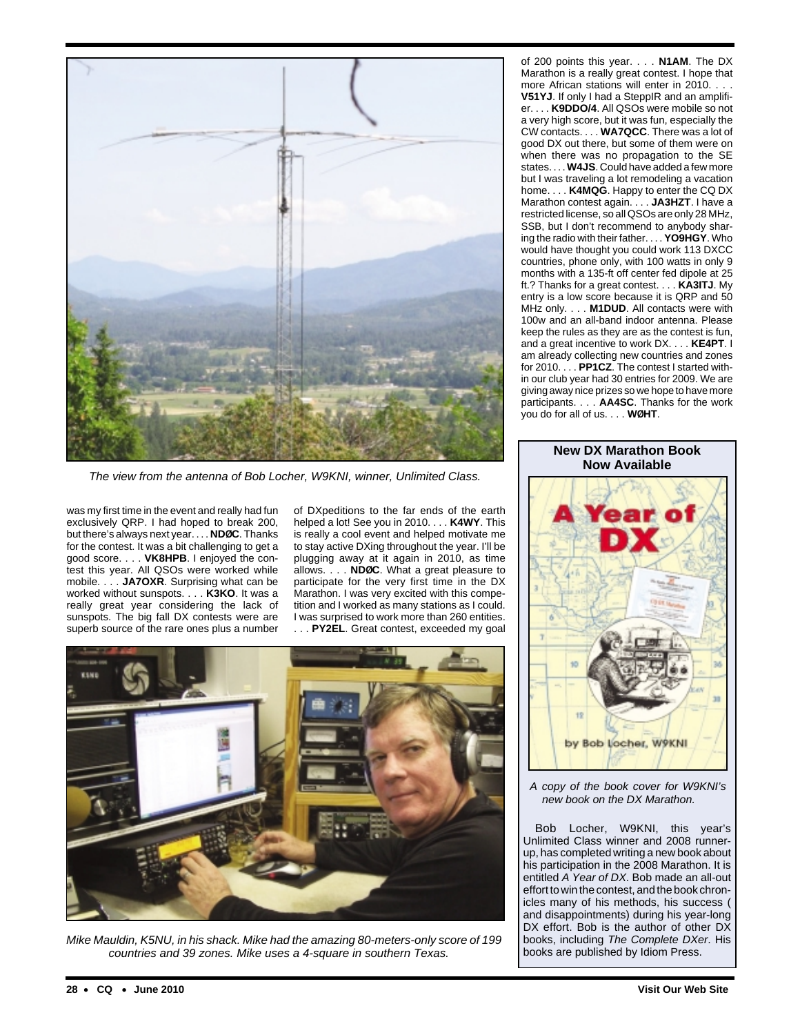*The view from the antenna of Bob Locher, W9KNI, winner, Unlimited Class.*

was my first time in the event and really had fun exclusively QRP. I had hoped to break 200, but there's always next year. . . . **NDØC**. Thanks for the contest. It was a bit challenging to get a good score. . . . **VK8HPB**. I enjoyed the contest this year. All QSOs were worked while mobile. . . . **JA7OXR**. Surprising what can be worked without sunspots. . . . **K3KO**. It was a really great year considering the lack of sunspots. The big fall DX contests were are superb source of the rare ones plus a number of DXpeditions to the far ends of the earth helped a lot! See you in 2010. . . . **K4WY**. This is really a cool event and helped motivate me to stay active DXing throughout the year. I'll be plugging away at it again in 2010, as time allows. . . . **NDØC**. What a great pleasure to participate for the very first time in the DX Marathon. I was very excited with this competition and I worked as many stations as I could. I was surprised to work more than 260 entities. . . . **PY2EL**. Great contest, exceeded my goal of 200 points this year. . . . **N1AM**. The DX Marathon is a really great contest. I hope that more African stations will enter in 2010. . . . **V51YJ**. If only I had a SteppIR and an amplifier. . . . **K9DDO/4**. All QSOs were mobile so not a very high score, but it was fun, especially the CW contacts. . . . **WA7QCC**. There was a lot of good DX out there, but some of them were on when there was no propagation to the SE states. . . . **W4JS**. Could have added a few more but I was traveling a lot remodeling a vacation home. . . . **K4MQG**. Happy to enter the CQ DX Marathon contest again. . . . **JA3HZT**. I have a restricted license, so all QSOs are only 28 MHz, SSB, but I don't recommend to anybody sharing the radio with their father. . . . **YO9HGY**. Who would have thought you could work 113 DXCC countries, phone only, with 100 watts in only 9 months with a 135-ft off center fed dipole at 25 ft.? Thanks for a great contest. . . . **KA3ITJ**. My entry is a low score because it is QRP and 50 MHz only. . . . **M1DUD**. All contacts were with 100w and an all-band indoor antenna. Please keep the rules as they are as the contest is fun, and a great incentive to work DX. . . . **KE4PT**. I am already collecting new countries and zones for 2010. . . . **PP1CZ**. The contest I started within our club year had 30 entries for 2009. We are giving away nice prizes so we hope to have more participants. . . . **AA4SC**. Thanks for the work you do for all of us. . . . **WØHT**.

*Mike Mauldin, K5NU, in his shack. Mike had the amazing 80-meters-only score of 199 countries and 39 zones. Mike uses a 4-square in southern Texas.*

## New DX Marathon Book Now Available

*A copy of the book cover for W9KNI's new book on the DX Marathon.*

Bob Locher, W9KNI, this year's Unlimited Class winner and 2008 runner-up, has completed writing a new book about his participation in the 2008 Marathon. It is entitled *A Year of DX*. Bob made an all-out effort to win the contest, and the book chronicles many of his methods, his success ( and disappointments) during his year-long DX effort. Bob is the author of other DX books, including *The Complete DXer*. His books are published by Idiom Press.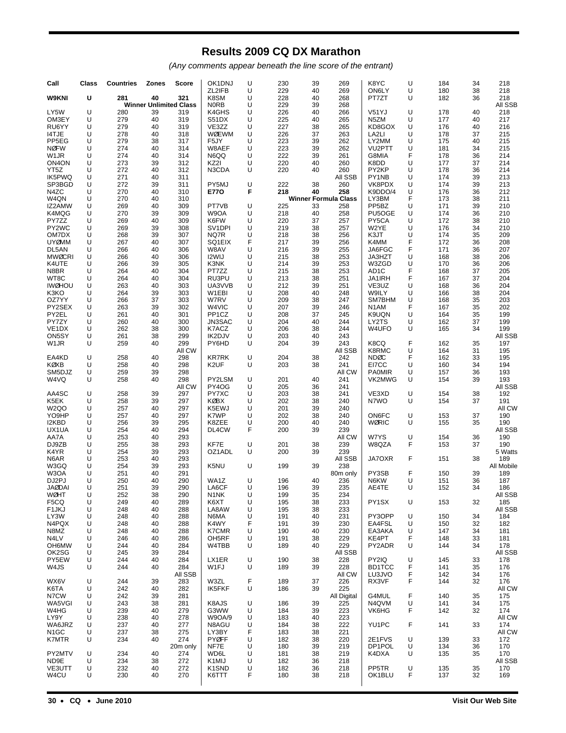# Results 2009 CQ DX Marathon

*(Any comments appear beneath the line score of the entrant)*

| Call | Class | Countries | Zones | Score |
|---|---|---|---|---|
| **W9KNI** | **U** | **281** | **40** | **321** |
| | | **Winner Unlimited Class** | | |
| LY5W | U | 280 | 39 | 319 |
| OM3EY | U | 279 | 40 | 319 |
| RU6YY | U | 279 | 40 | 319 |
| I4TJE | U | 278 | 40 | 318 |
| PP5EG | U | 279 | 38 | 317 |
| NØFW | U | 274 | 40 | 314 |
| W1JR | U | 274 | 40 | 314 |
| ON4ON | U | 273 | 39 | 312 |
| YT5Z | U | 272 | 40 | 312 |
| IK5PWQ | U | 271 | 40 | 311 |
| SP3BGD | U | 272 | 39 | 311 |
| N4ZC | U | 270 | 40 | 310 |
| W4QN | U | 270 | 40 | 310 |
| IZ2AMW | U | 269 | 40 | 309 |
| K4MQG | U | 270 | 39 | 309 |
| PY7ZZ | U | 269 | 40 | 309 |
| PY2WC | U | 269 | 39 | 308 |
| OM7DX | U | 268 | 39 | 307 |
| UYØMM | U | 267 | 40 | 307 |
| DL5AN | U | 266 | 40 | 306 |
| MWØCRI | U | 266 | 40 | 306 |
| K4UTE | U | 266 | 39 | 305 |
| N8BR | U | 264 | 40 | 304 |
| WT8C | U | 264 | 40 | 304 |
| IWØHOU | U | 263 | 40 | 303 |
| K3KO | U | 264 | 39 | 303 |
| OZ7YY | U | 266 | 37 | 303 |
| PY2SEX | U | 263 | 39 | 302 |
| PY2EL | U | 261 | 40 | 301 |
| PY7ZY | U | 260 | 40 | 300 |
| VE1DX | U | 262 | 38 | 300 |
| ON5SY | U | 261 | 38 | 299 |
| W1JR | U | 259 | 40 | 299 |
| | | | | All CW |
| EA4KD | U | 258 | 40 | 298 |
| KØXB | U | 258 | 40 | 298 |
| SM5DJZ | U | 259 | 39 | 298 |
| W4VQ | U | 258 | 40 | 298 |
| | | | | All CW |
| AA4SC | U | 258 | 39 | 297 |
| K5EK | U | 258 | 39 | 297 |
| W2QO | U | 257 | 40 | 297 |
| YO9HP | U | 257 | 40 | 297 |
| I2KBD | U | 256 | 39 | 295 |
| UX1UA | U | 254 | 40 | 294 |
| AA7A | U | 253 | 40 | 293 |
| DJ9ZB | U | 255 | 38 | 293 |
| K4YR | U | 254 | 39 | 293 |
| N6AR | U | 253 | 40 | 293 |
| W3GQ | U | 254 | 39 | 293 |
| W3OA | U | 251 | 40 | 291 |
| DJ2PJ | U | 250 | 40 | 290 |
| JAØDAI | U | 251 | 39 | 290 |
| WØHT | U | 252 | 38 | 290 |
| F5CQ | U | 249 | 40 | 289 |
| F1JKJ | U | 248 | 40 | 288 |
| LY3W | U | 248 | 40 | 288 |
| N4PQX | U | 248 | 40 | 288 |
| N8MZ | U | 248 | 40 | 288 |
| N4LV | U | 246 | 40 | 286 |
| OH6MW | U | 244 | 40 | 284 |
| OK2SG | U | 245 | 39 | 284 |
| PY5EW | U | 244 | 40 | 284 |
| W4JS | U | 244 | 40 | 284 |
| | | | | All SSB |
| WX6V | U | 244 | 39 | 283 |
| K6TA | U | 242 | 40 | 282 |
| N7CW | U | 242 | 39 | 281 |
| WA5VGI | U | 243 | 38 | 281 |
| W4HG | U | 239 | 40 | 279 |
| LY9Y | U | 238 | 40 | 278 |
| WA6JRZ | U | 237 | 40 | 277 |
| N1GC | U | 237 | 38 | 275 |
| K7MTR | U | 234 | 40 | 274 |
| | | | | 20m only |
| PY2MTV | U | 234 | 40 | 274 |
| ND9E | U | 234 | 38 | 272 |
| VE3UTT | U | 232 | 40 | 272 |
| W4CU | U | 230 | 40 | 270 |
| OK1DNJ | U | 230 | 39 | 269 |
| ZL2IFB | U | 229 | 40 | 269 |
| K8SM | U | 228 | 40 | 268 |
| N0RB | U | 229 | 39 | 268 |
| K4GHS | U | 226 | 40 | 266 |
| S51DX | U | 225 | 40 | 265 |
| VE3ZZ | U | 227 | 38 | 265 |
| WØEWM | U | 226 | 37 | 263 |
| F5JY | U | 223 | 39 | 262 |
| W8AEF | U | 223 | 39 | 262 |
| N6QQ | U | 222 | 39 | 261 |
| KZ2I | U | 220 | 40 | 260 |
| N3CDA | U | 220 | 40 | 260 |
| | | | | All SSB |
| PY5MJ | U | 222 | 38 | 260 |
| **E77O** | **F** | **218** | **40** | **258** |
| | | **Winner Formula Class** | | |
| PT7VB | U | 225 | 33 | 258 |
| W9OA | U | 218 | 40 | 258 |
| K6FW | U | 220 | 37 | 257 |
| SV1DPI | U | 219 | 38 | 257 |
| NQ7R | U | 218 | 38 | 256 |
| SQ1EIX | F | 217 | 39 | 256 |
| W8AV | U | 216 | 39 | 255 |
| I2WIJ | U | 215 | 38 | 253 |
| K3NK | U | 214 | 39 | 253 |
| PT7ZZ | U | 215 | 38 | 253 |
| RU3PU | U | 213 | 38 | 251 |
| UA3VVB | U | 212 | 39 | 251 |
| W1EBI | U | 208 | 40 | 248 |
| W7RV | U | 209 | 38 | 247 |
| W4VIC | U | 207 | 39 | 246 |
| PP1CZ | U | 208 | 37 | 245 |
| JN3SAC | U | 204 | 40 | 244 |
| K7ACZ | U | 206 | 38 | 244 |
| IK2DJV | U | 203 | 40 | 243 |
| PY6HD | U | 204 | 39 | 243 |
| | | | | All SSB |
| KR7RK | U | 204 | 38 | 242 |
| K2UF | U | 203 | 38 | 241 |
| | | | | All CW |
| PY2LSM | U | 201 | 40 | 241 |
| PY4OG | U | 205 | 36 | 241 |
| PY7XC | U | 203 | 38 | 241 |
| KØBX | U | 202 | 38 | 240 |
| K5EWJ | U | 201 | 39 | 240 |
| K7WP | U | 202 | 38 | 240 |
| K8ZEE | U | 200 | 40 | 240 |
| DL4CW | F | 200 | 39 | 239 |
| | | | | All CW |
| KF7E | U | 201 | 38 | 239 |
| OZ1ADL | U | 200 | 39 | 239 |
| | | | | All SSB |
| K5NU | U | 199 | 39 | 238 |
| | | | | 80m only |
| WA1Z | U | 196 | 40 | 236 |
| LA6CF | U | 196 | 39 | 235 |
| N1NK | U | 199 | 35 | 234 |
| K6XT | U | 195 | 38 | 233 |
| LA8AW | U | 195 | 38 | 233 |
| N6MA | U | 191 | 40 | 231 |
| K4WY | F | 191 | 39 | 230 |
| K7CMR | U | 190 | 40 | 230 |
| OH5RF | U | 191 | 38 | 229 |
| W4TBB | U | 189 | 40 | 229 |
| | | | | All SSB |
| LX1ER | U | 190 | 38 | 228 |
| W1FJ | U | 189 | 39 | 228 |
| | | | | All CW |
| W3ZL | F | 189 | 37 | 226 |
| IK5FKF | U | 186 | 39 | 225 |
| | | | | All Digital |
| K8AJS | U | 186 | 39 | 225 |
| G3WW | U | 184 | 39 | 223 |
| W9OA/9 | U | 183 | 40 | 223 |
| N8AGU | U | 184 | 38 | 222 |
| LY3BY | F | 183 | 38 | 221 |
| PYØFF | U | 182 | 38 | 220 |
| NF7E | U | 180 | 39 | 219 |
| WD6L | U | 181 | 38 | 219 |
| K1MIJ | U | 182 | 36 | 218 |
| K1SND | U | 182 | 36 | 218 |
| K6TTT | F | 180 | 38 | 218 |
| K8YC | U | 184 | 34 | 218 |
| ON6LY | U | 180 | 38 | 218 |
| PT7ZT | U | 182 | 36 | 218 |
| | | | | All SSB |
| V51YJ | U | 178 | 40 | 218 |
| N5ZM | U | 177 | 40 | 217 |
| KD8GOX | U | 176 | 40 | 216 |
| LA2LI | U | 178 | 37 | 215 |
| LY2MM | U | 175 | 40 | 215 |
| VU2PTT | U | 181 | 34 | 215 |
| G8MIA | F | 178 | 36 | 214 |
| K8DD | U | 177 | 37 | 214 |
| PY2KP | U | 178 | 36 | 214 |
| PY1NB | U | 174 | 39 | 213 |
| VK8PDX | U | 174 | 39 | 213 |
| K9DDO/4 | U | 176 | 36 | 212 |
| LY3BM | F | 173 | 38 | 211 |
| PP5BZ | U | 171 | 39 | 210 |
| PU5OGE | U | 174 | 36 | 210 |
| PY5CA | U | 172 | 38 | 210 |
| W2YE | U | 176 | 34 | 210 |
| K3JT | U | 174 | 35 | 209 |
| K4MM | F | 172 | 36 | 208 |
| JA6FGC | F | 171 | 36 | 207 |
| JA3HZT | U | 168 | 38 | 206 |
| W3ZGD | U | 170 | 36 | 206 |
| AD1C | F | 168 | 37 | 205 |
| JA1IRH | F | 167 | 37 | 204 |
| VE3UZ | U | 168 | 36 | 204 |
| W9ILY | U | 166 | 38 | 204 |
| SM7BHM | U | 168 | 35 | 203 |
| N1AM | F | 167 | 35 | 202 |
| K9UQN | U | 164 | 35 | 199 |
| LY2TS | U | 162 | 37 | 199 |
| W4UFO | U | 165 | 34 | 199 |
| | | | | All SSB |
| K8CQ | F | 162 | 35 | 197 |
| K8RMC | U | 164 | 31 | 195 |
| NDØC | F | 162 | 33 | 195 |
| EI7CC | U | 160 | 34 | 194 |
| PA0MIR | U | 157 | 36 | 193 |
| VK2MWG | U | 154 | 39 | 193 |
| | | | | All SSB |
| VE3XD | U | 154 | 38 | 192 |
| N7WO | U | 154 | 37 | 191 |
| | | | | All CW |
| ON6FC | U | 153 | 37 | 190 |
| WØRIC | U | 155 | 35 | 190 |
| | | | | All SSB |
| W7YS | U | 154 | 36 | 190 |
| W8QZA | F | 153 | 37 | 190 |
| | | | | 5 Watts |
| JA7OXR | F | 151 | 38 | 189 |
| | | | | All Mobile |
| PY3SB | F | 150 | 39 | 189 |
| N6KW | U | 151 | 36 | 187 |
| AE4TE | U | 152 | 34 | 186 |
| | | | | All SSB |
| PY1SX | U | 153 | 32 | 185 |
| | | | | All SSB |
| PY3OPP | U | 150 | 34 | 184 |
| EA4FSL | U | 150 | 32 | 182 |
| EA3AKA | U | 147 | 34 | 181 |
| KE4PT | F | 148 | 33 | 181 |
| PY2ADR | U | 144 | 34 | 178 |
| | | | | All SSB |
| PY2IQ | U | 145 | 33 | 178 |
| BD1TCC | F | 141 | 35 | 176 |
| LU3JVO | F | 142 | 34 | 176 |
| RX3VF | F | 144 | 32 | 176 |
| | | | | All CW |
| G4MUL | F | 140 | 35 | 175 |
| N4QVM | U | 141 | 34 | 175 |
| VK6HG | F | 142 | 32 | 174 |
| | | | | All CW |
| YU1PC | F | 141 | 33 | 174 |
| | | | | All CW |
| 2E1FVS | U | 139 | 33 | 172 |
| DP1POL | U | 134 | 36 | 170 |
| K4DXA | U | 135 | 35 | 170 |
| | | | | All SSB |
| PP5TR | U | 135 | 35 | 170 |
| OK1BLU | F | 137 | 32 | 169 |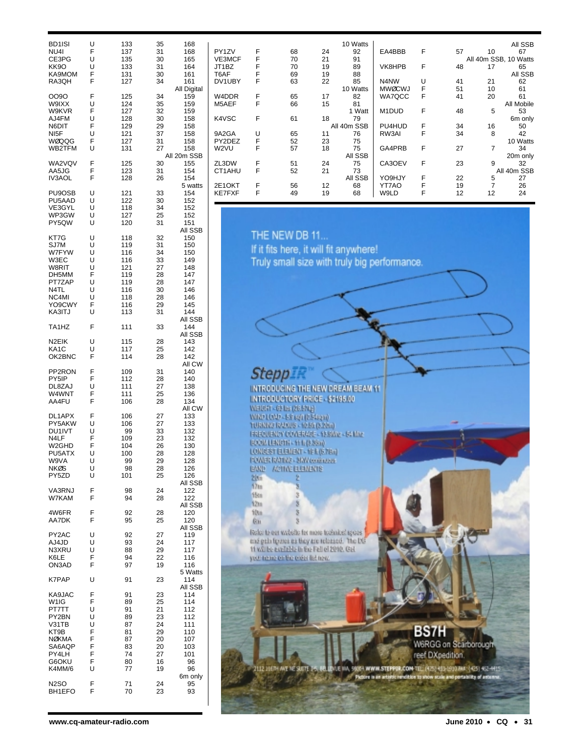| | | | | |
|---|---|---|---|---|
| BD1ISI | U | 133 | 35 | 168 |
| NU4I | F | 137 | 31 | 168 |
| CE3PG | U | 135 | 30 | 165 |
| KK9O | U | 133 | 31 | 164 |
| KA9MOM | F | 131 | 30 | 161 |
| RA3QH | F | 127 | 34 | 161 |
| | | | | All Digital |
| OO9O | F | 125 | 34 | 159 |
| W9IXX | U | 124 | 35 | 159 |
| W9KVR | F | 127 | 32 | 159 |
| AJ4FM | U | 128 | 30 | 158 |
| N6DIT | F | 129 | 29 | 158 |
| NI5F | U | 121 | 37 | 158 |
| WØQQG | F | 127 | 31 | 158 |
| WB2TFM | U | 131 | 27 | 158 |
| | | | | All 20m SSB |
| WA2VQV | F | 125 | 30 | 155 |
| AA5JG | F | 123 | 31 | 154 |
| IV3AOL | F | 128 | 26 | 154 |
| | | | | 5 watts |
| PU9OSB | U | 121 | 33 | 154 |
| PU5AAD | U | 122 | 30 | 152 |
| VE3GYL | U | 118 | 34 | 152 |
| WP3GW | U | 127 | 25 | 152 |
| PY5QW | U | 120 | 31 | 151 |
| | | | | All SSB |
| KT7G | U | 118 | 32 | 150 |
| SJ7M | U | 119 | 31 | 150 |
| W7FYW | U | 116 | 34 | 150 |
| W3EC | U | 116 | 33 | 149 |
| W8RIT | U | 121 | 27 | 148 |
| DH5MM | F | 119 | 28 | 147 |
| PT7ZAP | U | 119 | 28 | 147 |
| N4TL | U | 116 | 30 | 146 |
| NC4MI | U | 118 | 28 | 146 |
| YO9CWY | F | 116 | 29 | 145 |
| KA3ITJ | U | 113 | 31 | 144 |
| | | | | All SSB |
| TA1HZ | F | 111 | 33 | 144 |
| | | | | All SSB |
| N2EIK | U | 115 | 28 | 143 |
| KA1C | U | 117 | 25 | 142 |
| OK2BNC | F | 114 | 28 | 142 |
| | | | | All CW |
| PP2RON | F | 109 | 31 | 140 |
| PY5IP | F | 112 | 28 | 140 |
| DL8ZAJ | U | 111 | 27 | 138 |
| W4WNT | F | 111 | 25 | 136 |
| AA4FU | F | 106 | 28 | 134 |
| | | | | All CW |
| DL1APX | F | 106 | 27 | 133 |
| PY5AKW | U | 106 | 27 | 133 |
| DU1IVT | U | 99 | 33 | 132 |
| N4LF | F | 109 | 23 | 132 |
| W2GHD | F | 104 | 26 | 130 |
| PU5ATX | U | 100 | 28 | 128 |
| W9VA | U | 99 | 29 | 128 |
| NKØS | U | 98 | 28 | 126 |
| PY5ZD | U | 101 | 25 | 126 |
| | | | | All SSB |
| VA3RNJ | F | 98 | 24 | 122 |
| W7KAM | F | 94 | 28 | 122 |
| | | | | All SSB |
| 4W6FR | F | 92 | 28 | 120 |
| AA7DK | F | 95 | 25 | 120 |
| | | | | All SSB |
| PY2AC | U | 92 | 27 | 119 |
| AJ4JD | U | 93 | 24 | 117 |
| N3XRU | U | 88 | 29 | 117 |
| K6LE | F | 94 | 22 | 116 |
| ON3AD | F | 97 | 19 | 116 |
| | | | | 5 Watts |
| K7PAP | U | 91 | 23 | 114 |
| | | | | All SSB |
| KA9JAC | F | 91 | 23 | 114 |
| W1IG | F | 89 | 25 | 114 |
| PT7TT | U | 91 | 21 | 112 |
| PY2BN | U | 89 | 23 | 112 |
| V31TB | U | 87 | 24 | 111 |
| KT9B | F | 81 | 29 | 110 |
| NØKMA | F | 87 | 20 | 107 |
| SA6AQP | F | 83 | 20 | 103 |
| PY4LH | F | 74 | 27 | 101 |
| G6OKU | F | 80 | 16 | 96 |
| K4MM/6 | U | 77 | 19 | 96 |
| | | | | 6m only |
| N2SO | F | 71 | 24 | 95 |
| BH1EFO | F | 70 | 23 | 93 |
| | | | | 10 Watts |
| PY1ZV | F | 68 | 24 | 92 |
| VE3MCF | F | 70 | 21 | 91 |
| JT1BZ | F | 70 | 19 | 89 |
| T6AF | F | 69 | 19 | 88 |
| DV1UBY | F | 63 | 22 | 85 |
| | | | | 10 Watts |
| W4DDR | F | 65 | 17 | 82 |
| M5AEF | F | 66 | 15 | 81 |
| | | | | 1 Watt |
| K4VSC | F | 61 | 18 | 79 |
| | | | | All 40m SSB |
| 9A2GA | U | 65 | 11 | 76 |
| PY2DEZ | F | 52 | 23 | 75 |
| W2VU | F | 57 | 18 | 75 |
| | | | | All SSB |
| ZL3DW | F | 51 | 24 | 75 |
| CT1AHU | F | 52 | 21 | 73 |
| | | | | All SSB |
| 2E1OKT | F | 56 | 12 | 68 |
| KE7FXF | F | 49 | 19 | 68 |
| | | | | All SSB |
| EA4BBB | F | 57 | 10 | 67 |
| | | | | All 40m SSB, 10 Watts |
| VK8HPB | F | 48 | 17 | 65 |
| | | | | All SSB |
| N4NW | U | 41 | 21 | 62 |
| MWØCWJ | F | 51 | 10 | 61 |
| WA7QCC | F | 41 | 20 | 61 |
| | | | | All Mobile |
| M1DUD | F | 48 | 5 | 53 |
| | | | | 6m only |
| PU4HUD | F | 34 | 16 | 50 |
| RW3AI | F | 34 | 8 | 42 |
| | | | | 10 Watts |
| GA4PRB | F | 27 | 7 | 34 |
| | | | | 20m only |
| CA3OEV | F | 23 | 9 | 32 |
| | | | | All 40m SSB |
| YO9HJY | F | 22 | 5 | 27 |
| YT7AO | F | 19 | 7 | 26 |
| W9LD | F | 12 | 12 | 24 |

THE NEW DB 11...
If it fits here, it will fit anywhere!
Truly small size with truly big performance.

SteppIR™

INTRODUCING THE NEW DREAM BEAM 11

INTRODUCTORY PRICE - $2195.00

WEIGHT - 63 lbs (28.57kg)
WIND LOAD - 5.9 sq/ft (0.54sq/m)
TURNING RADIUS - 10.5ft (3.20m)
FREQUENCY COVERAGE - 13.5Mhz - 54 Mhz
BOOM LENGTH - 11 ft (3.35m)
LONGEST ELEMENT - 19 ft (5.79m)
POWER RATING - 3KW continuous

| BAND | ACTIVE ELEMENTS |
|---|---|
| 20m | 2 |
| 17m | 3 |
| 15m | 3 |
| 12m | 3 |
| 10m | 3 |
| 6m | 3 |

Refer to our website for more technical specs and gain figures as they are released. The DB 11 will be available in the Fall of 2010. Get your name on the order list now.

BS7H
W6RGG on Scarborough reef DXpedition.

2112 116TH AVE NE SUITE 1-5, BELLEVUE WA, 98004 WWW.STEPPIR.COM TEL: (425) 453-1910 FAX: (425) 462-4415

Picture is an artistic rendition to show scale and portability of antenna.